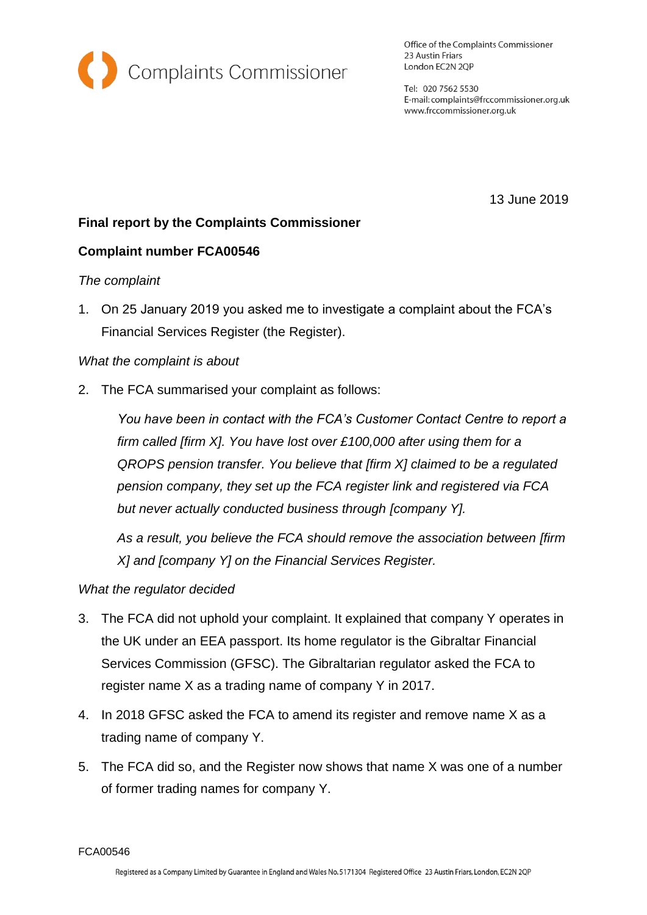Complaints Commissioner

Office of the Complaints Commissioner
23 Austin Friars
London EC2N 2QP

Tel: 020 7562 5530
E-mail: complaints@frccommissioner.org.uk
www.frccommissioner.org.uk

13 June 2019

**Final report by the Complaints Commissioner**

**Complaint number FCA00546**

*The complaint*

1. On 25 January 2019 you asked me to investigate a complaint about the FCA's Financial Services Register (the Register).

*What the complaint is about*

2. The FCA summarised your complaint as follows:

   *You have been in contact with the FCA's Customer Contact Centre to report a firm called [firm X]. You have lost over £100,000 after using them for a QROPS pension transfer. You believe that [firm X] claimed to be a regulated pension company, they set up the FCA register link and registered via FCA but never actually conducted business through [company Y].*

   *As a result, you believe the FCA should remove the association between [firm X] and [company Y] on the Financial Services Register.*

*What the regulator decided*

3. The FCA did not uphold your complaint. It explained that company Y operates in the UK under an EEA passport. Its home regulator is the Gibraltar Financial Services Commission (GFSC). The Gibraltarian regulator asked the FCA to register name X as a trading name of company Y in 2017.

4. In 2018 GFSC asked the FCA to amend its register and remove name X as a trading name of company Y.

5. The FCA did so, and the Register now shows that name X was one of a number of former trading names for company Y.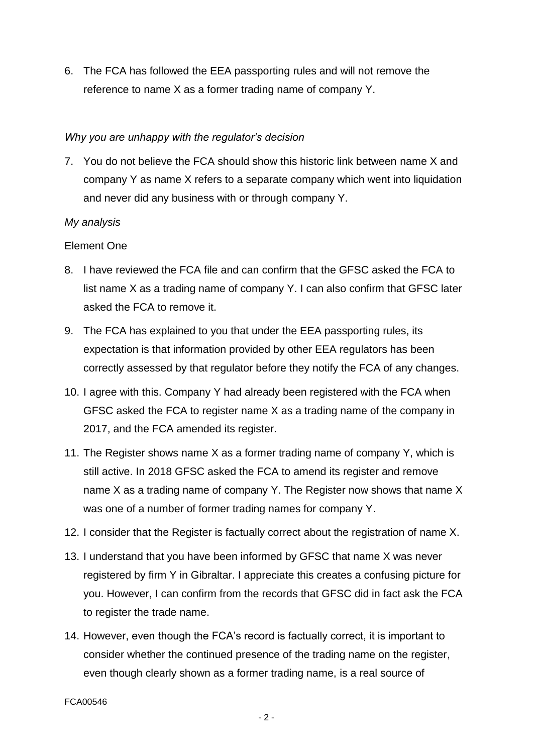6. The FCA has followed the EEA passporting rules and will not remove the reference to name X as a former trading name of company Y.

*Why you are unhappy with the regulator's decision*

7. You do not believe the FCA should show this historic link between name X and company Y as name X refers to a separate company which went into liquidation and never did any business with or through company Y.

*My analysis*

Element One

8. I have reviewed the FCA file and can confirm that the GFSC asked the FCA to list name X as a trading name of company Y. I can also confirm that GFSC later asked the FCA to remove it.
9. The FCA has explained to you that under the EEA passporting rules, its expectation is that information provided by other EEA regulators has been correctly assessed by that regulator before they notify the FCA of any changes.
10. I agree with this. Company Y had already been registered with the FCA when GFSC asked the FCA to register name X as a trading name of the company in 2017, and the FCA amended its register.
11. The Register shows name X as a former trading name of company Y, which is still active. In 2018 GFSC asked the FCA to amend its register and remove name X as a trading name of company Y. The Register now shows that name X was one of a number of former trading names for company Y.
12. I consider that the Register is factually correct about the registration of name X.
13. I understand that you have been informed by GFSC that name X was never registered by firm Y in Gibraltar. I appreciate this creates a confusing picture for you. However, I can confirm from the records that GFSC did in fact ask the FCA to register the trade name.
14. However, even though the FCA's record is factually correct, it is important to consider whether the continued presence of the trading name on the register, even though clearly shown as a former trading name, is a real source of

FCA00546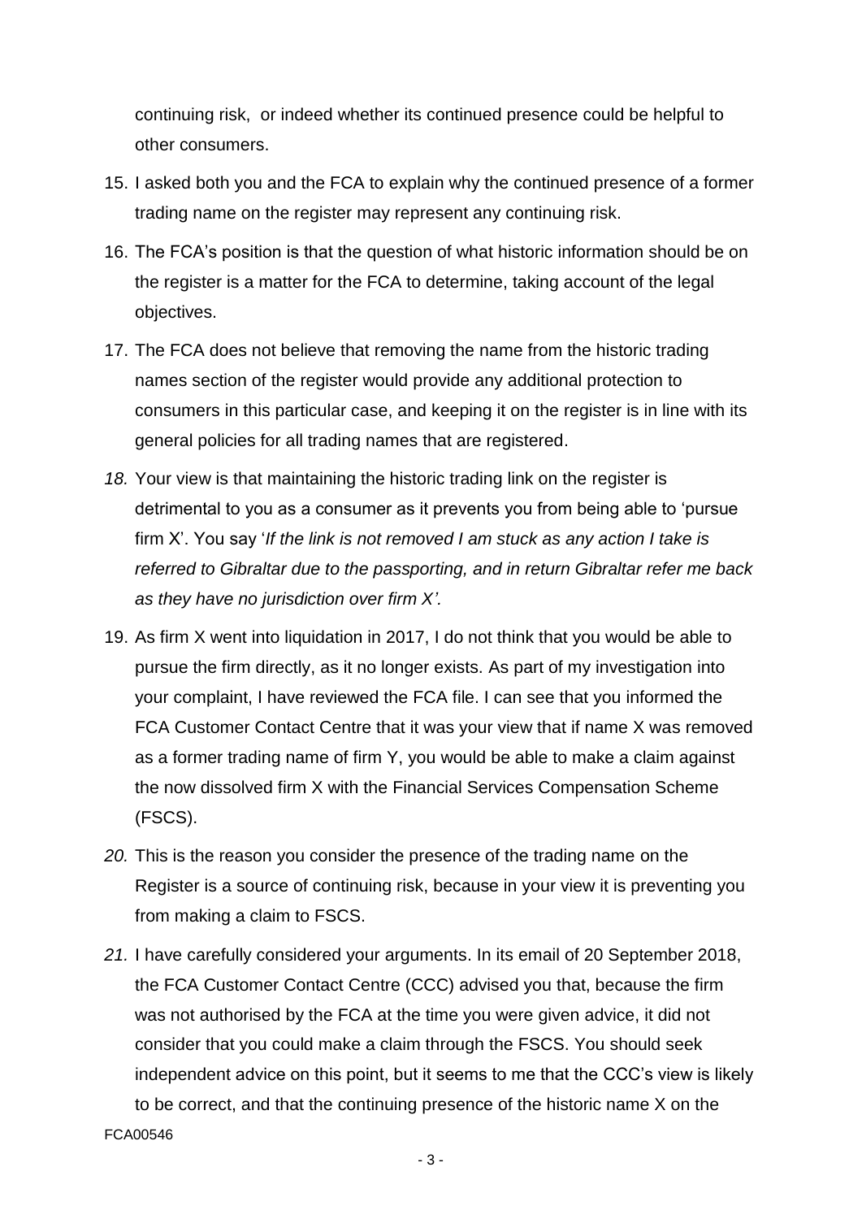continuing risk,  or indeed whether its continued presence could be helpful to other consumers.

15. I asked both you and the FCA to explain why the continued presence of a former trading name on the register may represent any continuing risk.
16. The FCA's position is that the question of what historic information should be on the register is a matter for the FCA to determine, taking account of the legal objectives.
17. The FCA does not believe that removing the name from the historic trading names section of the register would provide any additional protection to consumers in this particular case, and keeping it on the register is in line with its general policies for all trading names that are registered.
18. Your view is that maintaining the historic trading link on the register is detrimental to you as a consumer as it prevents you from being able to 'pursue firm X'. You say '*If the link is not removed I am stuck as any action I take is referred to Gibraltar due to the passporting, and in return Gibraltar refer me back as they have no jurisdiction over firm X'.*
19. As firm X went into liquidation in 2017, I do not think that you would be able to pursue the firm directly, as it no longer exists. As part of my investigation into your complaint, I have reviewed the FCA file. I can see that you informed the FCA Customer Contact Centre that it was your view that if name X was removed as a former trading name of firm Y, you would be able to make a claim against the now dissolved firm X with the Financial Services Compensation Scheme (FSCS).
20. This is the reason you consider the presence of the trading name on the Register is a source of continuing risk, because in your view it is preventing you from making a claim to FSCS.
21. I have carefully considered your arguments. In its email of 20 September 2018, the FCA Customer Contact Centre (CCC) advised you that, because the firm was not authorised by the FCA at the time you were given advice, it did not consider that you could make a claim through the FSCS. You should seek independent advice on this point, but it seems to me that the CCC's view is likely to be correct, and that the continuing presence of the historic name X on the

FCA00546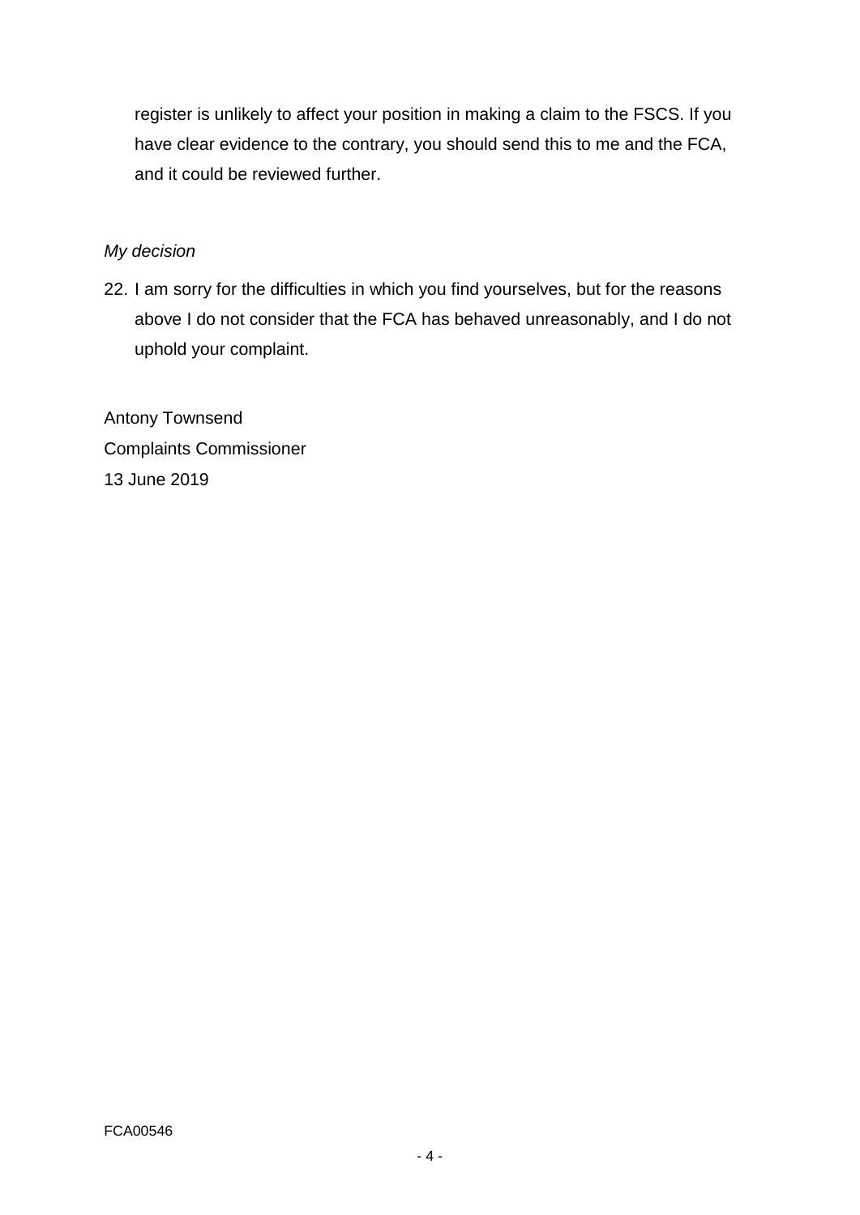register is unlikely to affect your position in making a claim to the FSCS. If you have clear evidence to the contrary, you should send this to me and the FCA, and it could be reviewed further.

*My decision*

22. I am sorry for the difficulties in which you find yourselves, but for the reasons above I do not consider that the FCA has behaved unreasonably, and I do not uphold your complaint.

Antony Townsend
Complaints Commissioner
13 June 2019

FCA00546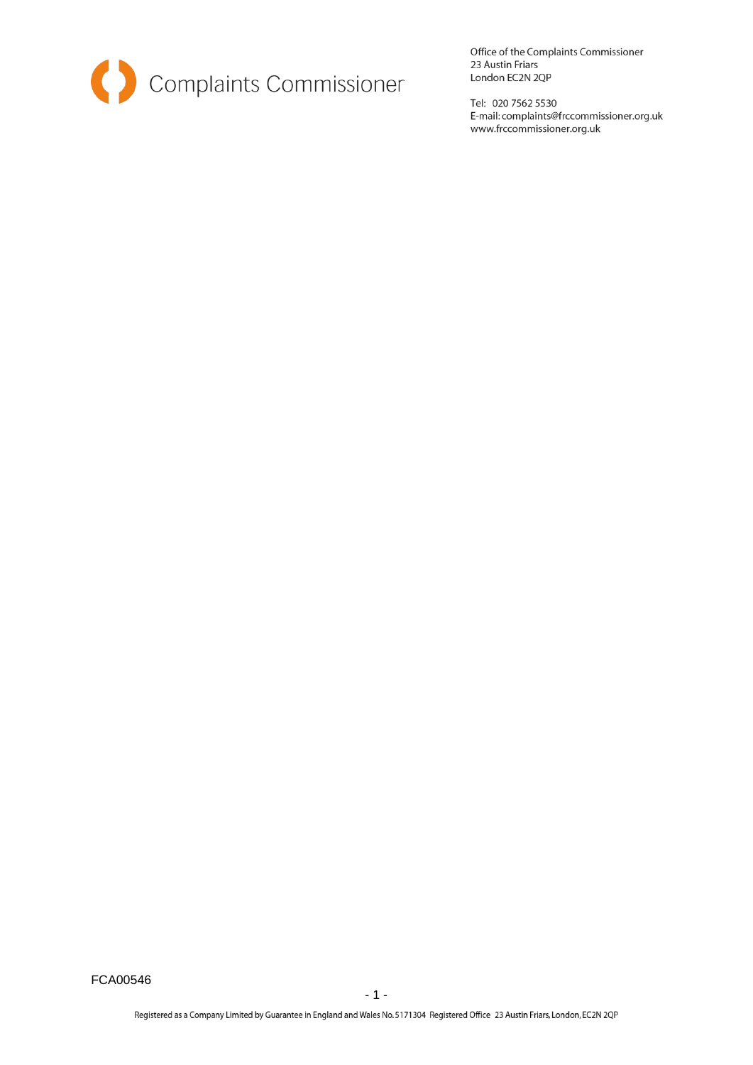Complaints Commissioner

Office of the Complaints Commissioner
23 Austin Friars
London EC2N 2QP

Tel: 020 7562 5530
E-mail: complaints@frccommissioner.org.uk
www.frccommissioner.org.uk

FCA00546

Registered as a Company Limited by Guarantee in England and Wales No. 5171304 Registered Office 23 Austin Friars, London, EC2N 2QP